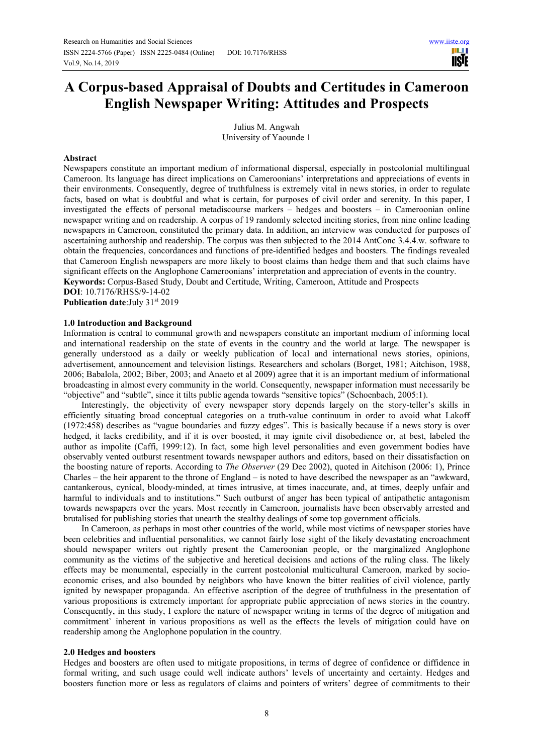# A Corpus-based Appraisal of Doubts and Certitudes in Cameroon English Newspaper Writing: Attitudes and Prospects

Julius M. Angwah
University of Yaounde 1

## Abstract

Newspapers constitute an important medium of informational dispersal, especially in postcolonial multilingual Cameroon. Its language has direct implications on Cameroonians' interpretations and appreciations of events in their environments. Consequently, degree of truthfulness is extremely vital in news stories, in order to regulate facts, based on what is doubtful and what is certain, for purposes of civil order and serenity. In this paper, I investigated the effects of personal metadiscourse markers – hedges and boosters – in Cameroonian online newspaper writing and on readership. A corpus of 19 randomly selected inciting stories, from nine online leading newspapers in Cameroon, constituted the primary data. In addition, an interview was conducted for purposes of ascertaining authorship and readership. The corpus was then subjected to the 2014 AntConc 3.4.4.w. software to obtain the frequencies, concordances and functions of pre-identified hedges and boosters. The findings revealed that Cameroon English newspapers are more likely to boost claims than hedge them and that such claims have significant effects on the Anglophone Cameroonians' interpretation and appreciation of events in the country.

**Keywords:** Corpus-Based Study, Doubt and Certitude, Writing, Cameroon, Attitude and Prospects

**DOI**: 10.7176/RHSS/9-14-02

**Publication date**:July 31st 2019

## 1.0 Introduction and Background

Information is central to communal growth and newspapers constitute an important medium of informing local and international readership on the state of events in the country and the world at large. The newspaper is generally understood as a daily or weekly publication of local and international news stories, opinions, advertisement, announcement and television listings. Researchers and scholars (Borget, 1981; Aitchison, 1988, 2006; Babalola, 2002; Biber, 2003; and Anaeto et al 2009) agree that it is an important medium of informational broadcasting in almost every community in the world. Consequently, newspaper information must necessarily be "objective" and "subtle", since it tilts public agenda towards "sensitive topics" (Schoenbach, 2005:1).

Interestingly, the objectivity of every newspaper story depends largely on the story-teller's skills in efficiently situating broad conceptual categories on a truth-value continuum in order to avoid what Lakoff (1972:458) describes as "vague boundaries and fuzzy edges". This is basically because if a news story is over hedged, it lacks credibility, and if it is over boosted, it may ignite civil disobedience or, at best, labeled the author as impolite (Caffi, 1999:12). In fact, some high level personalities and even government bodies have observably vented outburst resentment towards newspaper authors and editors, based on their dissatisfaction on the boosting nature of reports. According to *The Observer* (29 Dec 2002), quoted in Aitchison (2006: 1), Prince Charles – the heir apparent to the throne of England – is noted to have described the newspaper as an "awkward, cantankerous, cynical, bloody-minded, at times intrusive, at times inaccurate, and, at times, deeply unfair and harmful to individuals and to institutions." Such outburst of anger has been typical of antipathetic antagonism towards newspapers over the years. Most recently in Cameroon, journalists have been observably arrested and brutalised for publishing stories that unearth the stealthy dealings of some top government officials.

In Cameroon, as perhaps in most other countries of the world, while most victims of newspaper stories have been celebrities and influential personalities, we cannot fairly lose sight of the likely devastating encroachment should newspaper writers out rightly present the Cameroonian people, or the marginalized Anglophone community as the victims of the subjective and heretical decisions and actions of the ruling class. The likely effects may be monumental, especially in the current postcolonial multicultural Cameroon, marked by socio-economic crises, and also bounded by neighbors who have known the bitter realities of civil violence, partly ignited by newspaper propaganda. An effective ascription of the degree of truthfulness in the presentation of various propositions is extremely important for appropriate public appreciation of news stories in the country. Consequently, in this study, I explore the nature of newspaper writing in terms of the degree of mitigation and commitment` inherent in various propositions as well as the effects the levels of mitigation could have on readership among the Anglophone population in the country.

## 2.0 Hedges and boosters

Hedges and boosters are often used to mitigate propositions, in terms of degree of confidence or diffidence in formal writing, and such usage could well indicate authors' levels of uncertainty and certainty. Hedges and boosters function more or less as regulators of claims and pointers of writers' degree of commitments to their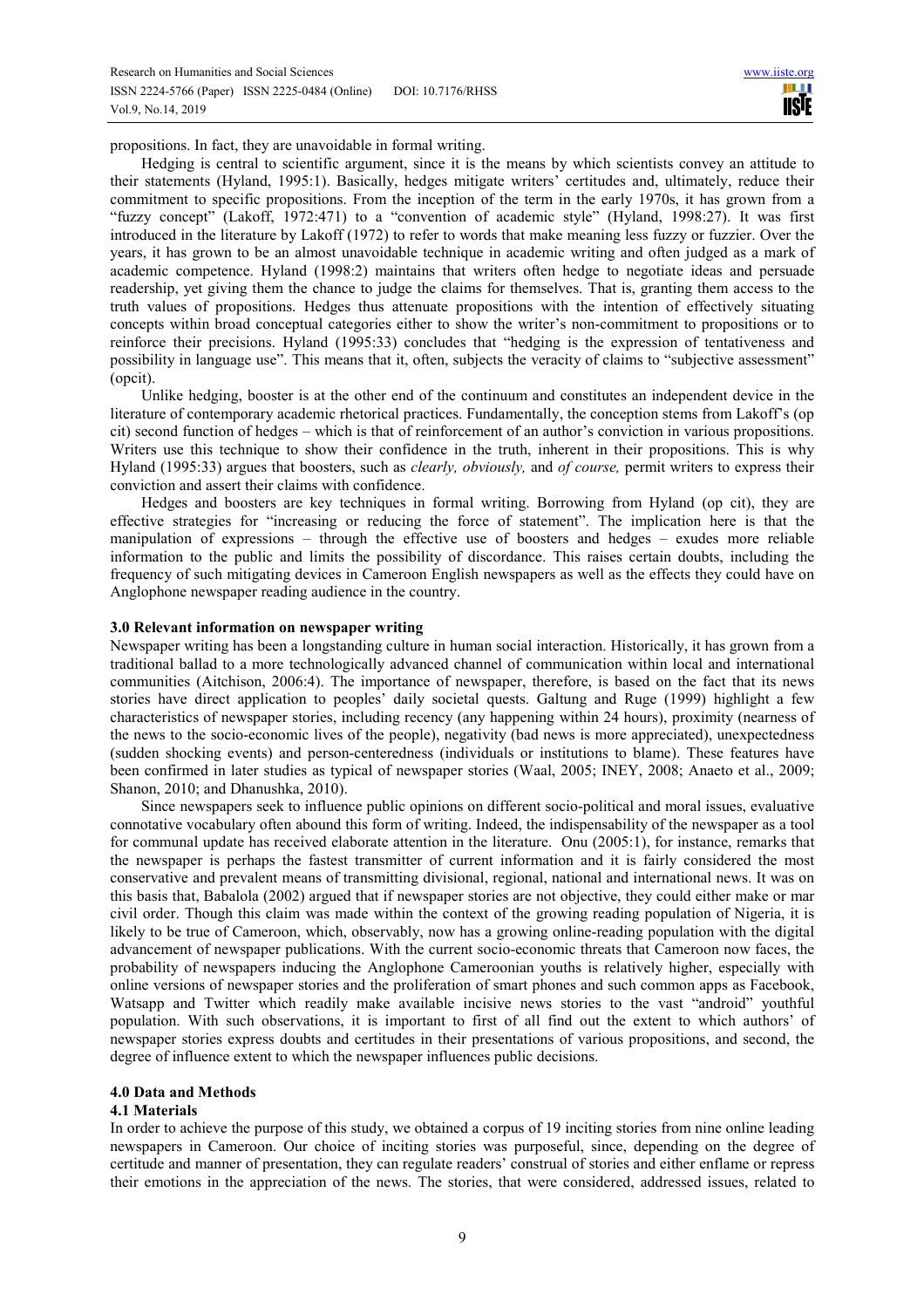propositions. In fact, they are unavoidable in formal writing.

Hedging is central to scientific argument, since it is the means by which scientists convey an attitude to their statements (Hyland, 1995:1). Basically, hedges mitigate writers' certitudes and, ultimately, reduce their commitment to specific propositions. From the inception of the term in the early 1970s, it has grown from a "fuzzy concept" (Lakoff, 1972:471) to a "convention of academic style" (Hyland, 1998:27). It was first introduced in the literature by Lakoff (1972) to refer to words that make meaning less fuzzy or fuzzier. Over the years, it has grown to be an almost unavoidable technique in academic writing and often judged as a mark of academic competence. Hyland (1998:2) maintains that writers often hedge to negotiate ideas and persuade readership, yet giving them the chance to judge the claims for themselves. That is, granting them access to the truth values of propositions. Hedges thus attenuate propositions with the intention of effectively situating concepts within broad conceptual categories either to show the writer's non-commitment to propositions or to reinforce their precisions. Hyland (1995:33) concludes that "hedging is the expression of tentativeness and possibility in language use". This means that it, often, subjects the veracity of claims to "subjective assessment" (opcit).

Unlike hedging, booster is at the other end of the continuum and constitutes an independent device in the literature of contemporary academic rhetorical practices. Fundamentally, the conception stems from Lakoff's (op cit) second function of hedges – which is that of reinforcement of an author's conviction in various propositions. Writers use this technique to show their confidence in the truth, inherent in their propositions. This is why Hyland (1995:33) argues that boosters, such as *clearly, obviously,* and *of course,* permit writers to express their conviction and assert their claims with confidence.

Hedges and boosters are key techniques in formal writing. Borrowing from Hyland (op cit), they are effective strategies for "increasing or reducing the force of statement". The implication here is that the manipulation of expressions – through the effective use of boosters and hedges – exudes more reliable information to the public and limits the possibility of discordance. This raises certain doubts, including the frequency of such mitigating devices in Cameroon English newspapers as well as the effects they could have on Anglophone newspaper reading audience in the country.

### 3.0 Relevant information on newspaper writing

Newspaper writing has been a longstanding culture in human social interaction. Historically, it has grown from a traditional ballad to a more technologically advanced channel of communication within local and international communities (Aitchison, 2006:4). The importance of newspaper, therefore, is based on the fact that its news stories have direct application to peoples' daily societal quests. Galtung and Ruge (1999) highlight a few characteristics of newspaper stories, including recency (any happening within 24 hours), proximity (nearness of the news to the socio-economic lives of the people), negativity (bad news is more appreciated), unexpectedness (sudden shocking events) and person-centeredness (individuals or institutions to blame). These features have been confirmed in later studies as typical of newspaper stories (Waal, 2005; INEY, 2008; Anaeto et al., 2009; Shanon, 2010; and Dhanushka, 2010).

Since newspapers seek to influence public opinions on different socio-political and moral issues, evaluative connotative vocabulary often abound this form of writing. Indeed, the indispensability of the newspaper as a tool for communal update has received elaborate attention in the literature. Onu (2005:1), for instance, remarks that the newspaper is perhaps the fastest transmitter of current information and it is fairly considered the most conservative and prevalent means of transmitting divisional, regional, national and international news. It was on this basis that, Babalola (2002) argued that if newspaper stories are not objective, they could either make or mar civil order. Though this claim was made within the context of the growing reading population of Nigeria, it is likely to be true of Cameroon, which, observably, now has a growing online-reading population with the digital advancement of newspaper publications. With the current socio-economic threats that Cameroon now faces, the probability of newspapers inducing the Anglophone Cameroonian youths is relatively higher, especially with online versions of newspaper stories and the proliferation of smart phones and such common apps as Facebook, Watsapp and Twitter which readily make available incisive news stories to the vast "android" youthful population. With such observations, it is important to first of all find out the extent to which authors' of newspaper stories express doubts and certitudes in their presentations of various propositions, and second, the degree of influence extent to which the newspaper influences public decisions.

### 4.0 Data and Methods

#### 4.1 Materials

In order to achieve the purpose of this study, we obtained a corpus of 19 inciting stories from nine online leading newspapers in Cameroon. Our choice of inciting stories was purposeful, since, depending on the degree of certitude and manner of presentation, they can regulate readers' construal of stories and either enflame or repress their emotions in the appreciation of the news. The stories, that were considered, addressed issues, related to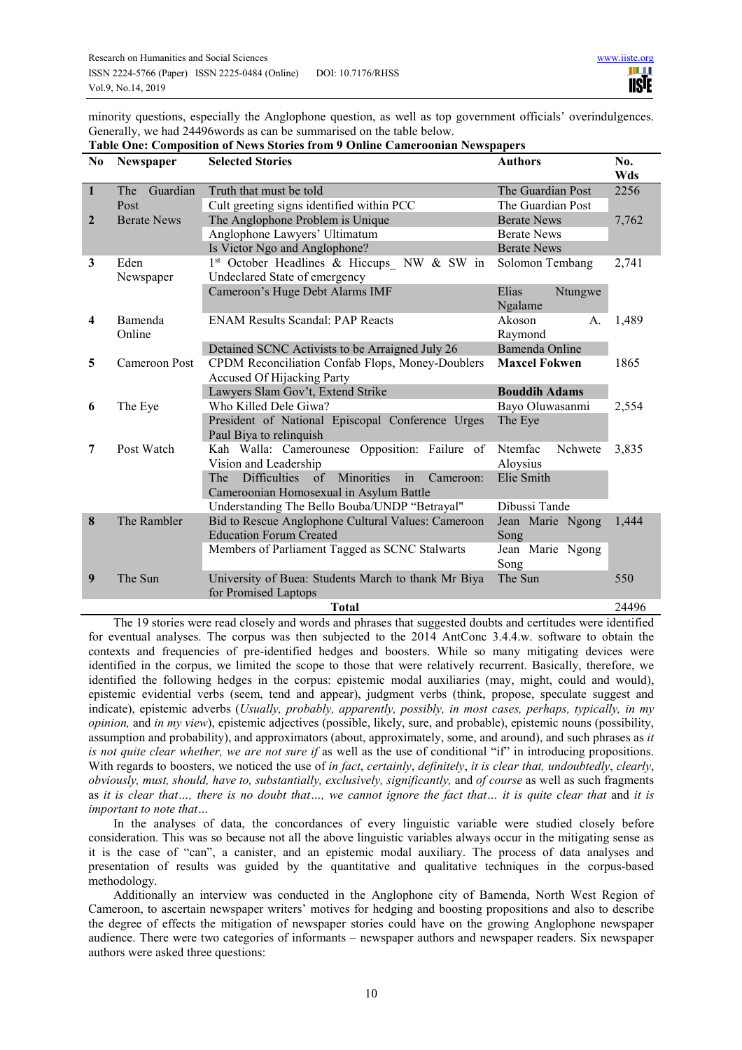minority questions, especially the Anglophone question, as well as top government officials' overindulgences. Generally, we had 24496words as can be summarised on the table below.

**Table One: Composition of News Stories from 9 Online Cameroonian Newspapers**

| No | Newspaper | Selected Stories | Authors | No. Wds |
|---|---|---|---|---|
| **1** | The Guardian Post | Truth that must be told | The Guardian Post | 2256 |
| | | Cult greeting signs identified within PCC | The Guardian Post | |
| **2** | Berate News | The Anglophone Problem is Unique | Berate News | 7,762 |
| | | Anglophone Lawyers' Ultimatum | Berate News | |
| | | Is Victor Ngo and Anglophone? | Berate News | |
| **3** | Eden Newspaper | 1st October Headlines & Hiccups_ NW & SW in Undeclared State of emergency | Solomon Tembang | 2,741 |
| | | Cameroon's Huge Debt Alarms IMF | Elias Ntungwe Ngalame | |
| **4** | Bamenda Online | ENAM Results Scandal: PAP Reacts | Akoson A. Raymond | 1,489 |
| | | Detained SCNC Activists to be Arraigned July 26 | Bamenda Online | |
| **5** | Cameroon Post | CPDM Reconciliation Confab Flops, Money-Doublers Accused Of Hijacking Party | **Maxcel Fokwen** | 1865 |
| | | Lawyers Slam Gov't, Extend Strike | **Bouddih Adams** | |
| **6** | The Eye | Who Killed Dele Giwa? | Bayo Oluwasanmi | 2,554 |
| | | President of National Episcopal Conference Urges Paul Biya to relinquish | The Eye | |
| **7** | Post Watch | Kah Walla: Camerounese Opposition: Failure of Vision and Leadership | Ntemfac Nchwete Aloysius | 3,835 |
| | | The Difficulties of Minorities in Cameroon: Cameroonian Homosexual in Asylum Battle | Elie Smith | |
| | | Understanding The Bello Bouba/UNDP "Betrayal" | Dibussi Tande | |
| **8** | The Rambler | Bid to Rescue Anglophone Cultural Values: Cameroon Education Forum Created | Jean Marie Ngong Song | 1,444 |
| | | Members of Parliament Tagged as SCNC Stalwarts | Jean Marie Ngong Song | |
| **9** | The Sun | University of Buea: Students March to thank Mr Biya for Promised Laptops | The Sun | 550 |
| | | **Total** | | 24496 |

The 19 stories were read closely and words and phrases that suggested doubts and certitudes were identified for eventual analyses. The corpus was then subjected to the 2014 AntConc 3.4.4.w. software to obtain the contexts and frequencies of pre-identified hedges and boosters. While so many mitigating devices were identified in the corpus, we limited the scope to those that were relatively recurrent. Basically, therefore, we identified the following hedges in the corpus: epistemic modal auxiliaries (may, might, could and would), epistemic evidential verbs (seem, tend and appear), judgment verbs (think, propose, speculate suggest and indicate), epistemic adverbs (*Usually, probably, apparently, possibly, in most cases, perhaps, typically, in my opinion,* and *in my view*), epistemic adjectives (possible, likely, sure, and probable), epistemic nouns (possibility, assumption and probability), and approximators (about, approximately, some, and around), and such phrases as *it is not quite clear whether, we are not sure if* as well as the use of conditional "if" in introducing propositions. With regards to boosters, we noticed the use of *in fact*, *certainly*, *definitely*, *it is clear that, undoubtedly*, *clearly*, *obviously, must, should, have to, substantially, exclusively, significantly,* and *of course* as well as such fragments as *it is clear that…, there is no doubt that…, we cannot ignore the fact that… it is quite clear that* and *it is important to note that…*

In the analyses of data, the concordances of every linguistic variable were studied closely before consideration. This was so because not all the above linguistic variables always occur in the mitigating sense as it is the case of "can", a canister, and an epistemic modal auxiliary. The process of data analyses and presentation of results was guided by the quantitative and qualitative techniques in the corpus-based methodology.

Additionally an interview was conducted in the Anglophone city of Bamenda, North West Region of Cameroon, to ascertain newspaper writers' motives for hedging and boosting propositions and also to describe the degree of effects the mitigation of newspaper stories could have on the growing Anglophone newspaper audience. There were two categories of informants – newspaper authors and newspaper readers. Six newspaper authors were asked three questions: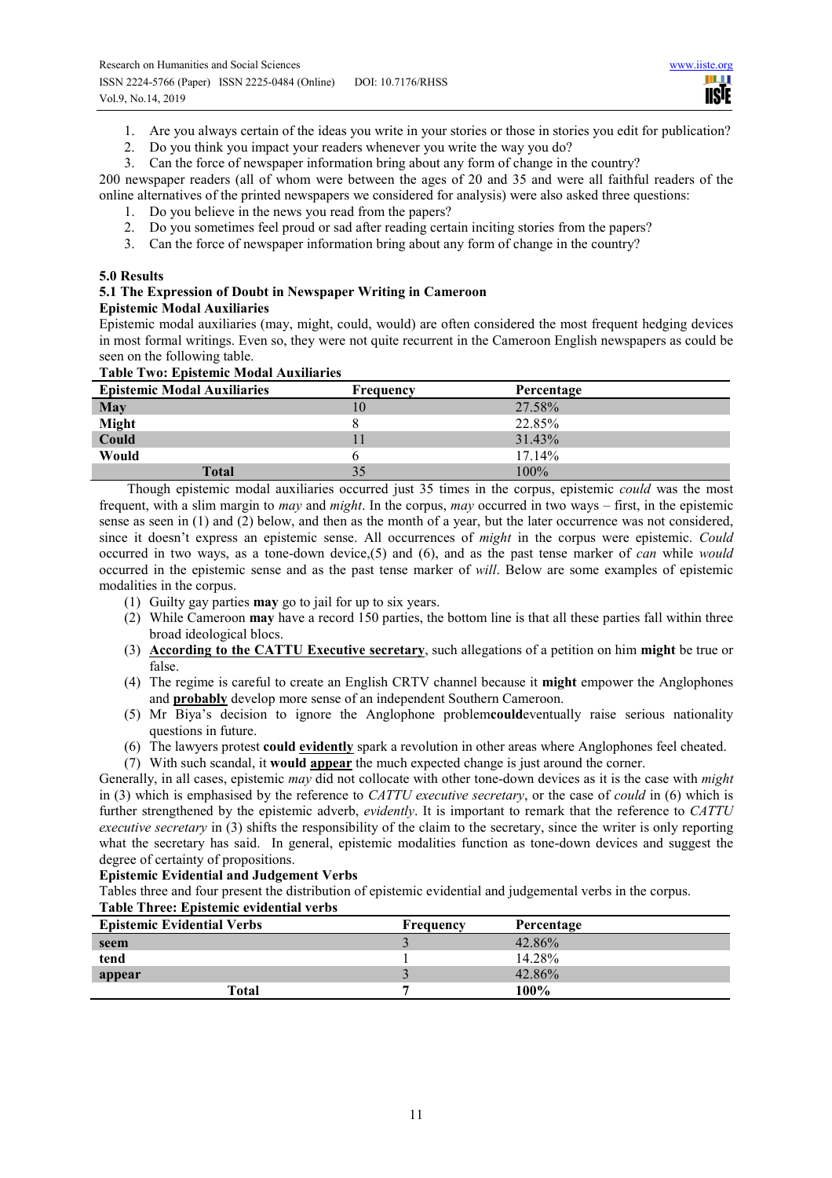1. Are you always certain of the ideas you write in your stories or those in stories you edit for publication?
2. Do you think you impact your readers whenever you write the way you do?
3. Can the force of newspaper information bring about any form of change in the country?

200 newspaper readers (all of whom were between the ages of 20 and 35 and were all faithful readers of the online alternatives of the printed newspapers we considered for analysis) were also asked three questions:

1. Do you believe in the news you read from the papers?
2. Do you sometimes feel proud or sad after reading certain inciting stories from the papers?
3. Can the force of newspaper information bring about any form of change in the country?

## 5.0 Results

### 5.1 The Expression of Doubt in Newspaper Writing in Cameroon

**Epistemic Modal Auxiliaries**

Epistemic modal auxiliaries (may, might, could, would) are often considered the most frequent hedging devices in most formal writings. Even so, they were not quite recurrent in the Cameroon English newspapers as could be seen on the following table.

**Table Two: Epistemic Modal Auxiliaries**

| Epistemic Modal Auxiliaries | Frequency | Percentage |
|---|---|---|
| **May** | 10 | 27.58% |
| **Might** | 8 | 22.85% |
| **Could** | 11 | 31.43% |
| **Would** | 6 | 17.14% |
| **Total** | 35 | 100% |

Though epistemic modal auxiliaries occurred just 35 times in the corpus, epistemic *could* was the most frequent, with a slim margin to *may* and *might*. In the corpus, *may* occurred in two ways – first, in the epistemic sense as seen in (1) and (2) below, and then as the month of a year, but the later occurrence was not considered, since it doesn't express an epistemic sense. All occurrences of *might* in the corpus were epistemic. *Could* occurred in two ways, as a tone-down device,(5) and (6), and as the past tense marker of *can* while *would* occurred in the epistemic sense and as the past tense marker of *will*. Below are some examples of epistemic modalities in the corpus.

(1) Guilty gay parties **may** go to jail for up to six years.
(2) While Cameroon **may** have a record 150 parties, the bottom line is that all these parties fall within three broad ideological blocs.
(3) **According to the CATTU Executive secretary**, such allegations of a petition on him **might** be true or false.
(4) The regime is careful to create an English CRTV channel because it **might** empower the Anglophones and **probably** develop more sense of an independent Southern Cameroon.
(5) Mr Biya's decision to ignore the Anglophone problem**could**eventually raise serious nationality questions in future.
(6) The lawyers protest **could evidently** spark a revolution in other areas where Anglophones feel cheated.
(7) With such scandal, it **would appear** the much expected change is just around the corner.

Generally, in all cases, epistemic *may* did not collocate with other tone-down devices as it is the case with *might* in (3) which is emphasised by the reference to *CATTU executive secretary*, or the case of *could* in (6) which is further strengthened by the epistemic adverb, *evidently*. It is important to remark that the reference to *CATTU executive secretary* in (3) shifts the responsibility of the claim to the secretary, since the writer is only reporting what the secretary has said. In general, epistemic modalities function as tone-down devices and suggest the degree of certainty of propositions.

**Epistemic Evidential and Judgement Verbs**

Tables three and four present the distribution of epistemic evidential and judgemental verbs in the corpus.

**Table Three: Epistemic evidential verbs**

| Epistemic Evidential Verbs | Frequency | Percentage |
|---|---|---|
| **seem** | 3 | 42.86% |
| **tend** | 1 | 14.28% |
| **appear** | 3 | 42.86% |
| **Total** | **7** | **100%** |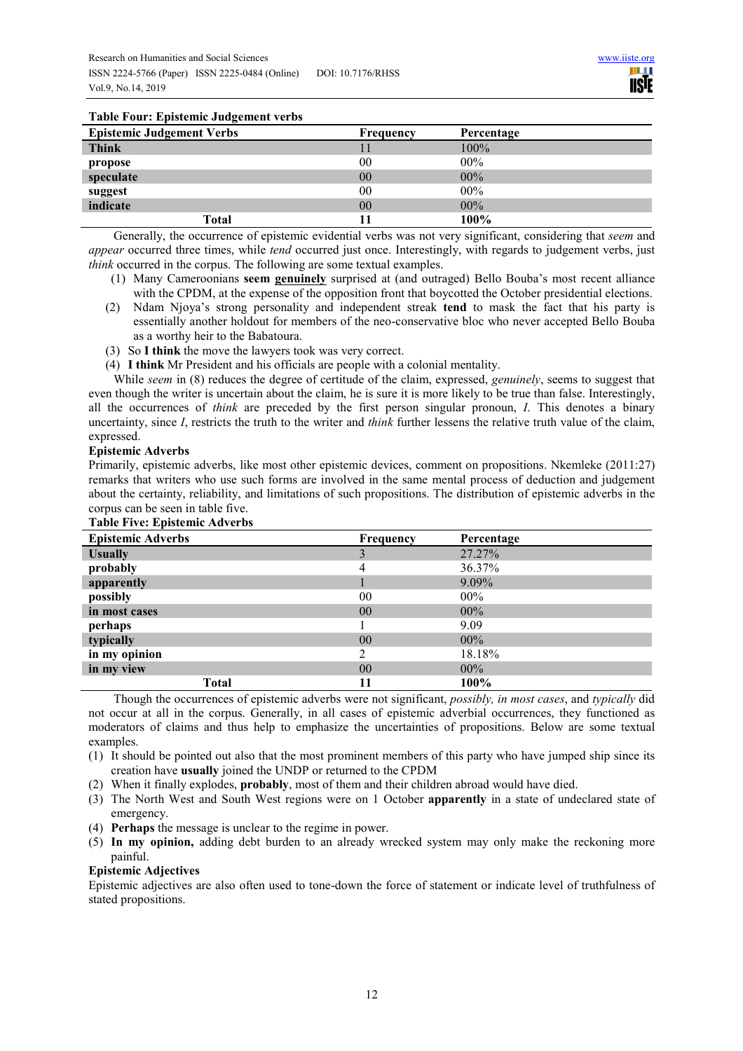**Table Four: Epistemic Judgement verbs**

| Epistemic Judgement Verbs | Frequency | Percentage |
|---|---|---|
| **Think** | 11 | 100% |
| **propose** | 00 | 00% |
| **speculate** | 00 | 00% |
| **suggest** | 00 | 00% |
| **indicate** | 00 | 00% |
| **Total** | **11** | **100%** |

Generally, the occurrence of epistemic evidential verbs was not very significant, considering that *seem* and *appear* occurred three times, while *tend* occurred just once. Interestingly, with regards to judgement verbs, just *think* occurred in the corpus. The following are some textual examples.

(1) Many Cameroonians **seem genuinely** surprised at (and outraged) Bello Bouba's most recent alliance with the CPDM, at the expense of the opposition front that boycotted the October presidential elections.

(2) Ndam Njoya's strong personality and independent streak **tend** to mask the fact that his party is essentially another holdout for members of the neo-conservative bloc who never accepted Bello Bouba as a worthy heir to the Babatoura.

(3) So **I think** the move the lawyers took was very correct.

(4) **I think** Mr President and his officials are people with a colonial mentality.

While *seem* in (8) reduces the degree of certitude of the claim, expressed, *genuinely*, seems to suggest that even though the writer is uncertain about the claim, he is sure it is more likely to be true than false. Interestingly, all the occurrences of *think* are preceded by the first person singular pronoun, *I*. This denotes a binary uncertainty, since *I*, restricts the truth to the writer and *think* further lessens the relative truth value of the claim, expressed.

**Epistemic Adverbs**

Primarily, epistemic adverbs, like most other epistemic devices, comment on propositions. Nkemleke (2011:27) remarks that writers who use such forms are involved in the same mental process of deduction and judgement about the certainty, reliability, and limitations of such propositions. The distribution of epistemic adverbs in the corpus can be seen in table five.

**Table Five: Epistemic Adverbs**

| Epistemic Adverbs | Frequency | Percentage |
|---|---|---|
| **Usually** | 3 | 27.27% |
| **probably** | 4 | 36.37% |
| **apparently** | 1 | 9.09% |
| **possibly** | 00 | 00% |
| **in most cases** | 00 | 00% |
| **perhaps** | 1 | 9.09 |
| **typically** | 00 | 00% |
| **in my opinion** | 2 | 18.18% |
| **in my view** | 00 | 00% |
| **Total** | **11** | **100%** |

Though the occurrences of epistemic adverbs were not significant, *possibly, in most cases*, and *typically* did not occur at all in the corpus. Generally, in all cases of epistemic adverbial occurrences, they functioned as moderators of claims and thus help to emphasize the uncertainties of propositions. Below are some textual examples.

(1) It should be pointed out also that the most prominent members of this party who have jumped ship since its creation have **usually** joined the UNDP or returned to the CPDM

(2) When it finally explodes, **probably**, most of them and their children abroad would have died.

(3) The North West and South West regions were on 1 October **apparently** in a state of undeclared state of emergency.

(4) **Perhaps** the message is unclear to the regime in power.

(5) **In my opinion,** adding debt burden to an already wrecked system may only make the reckoning more painful.

**Epistemic Adjectives**

Epistemic adjectives are also often used to tone-down the force of statement or indicate level of truthfulness of stated propositions.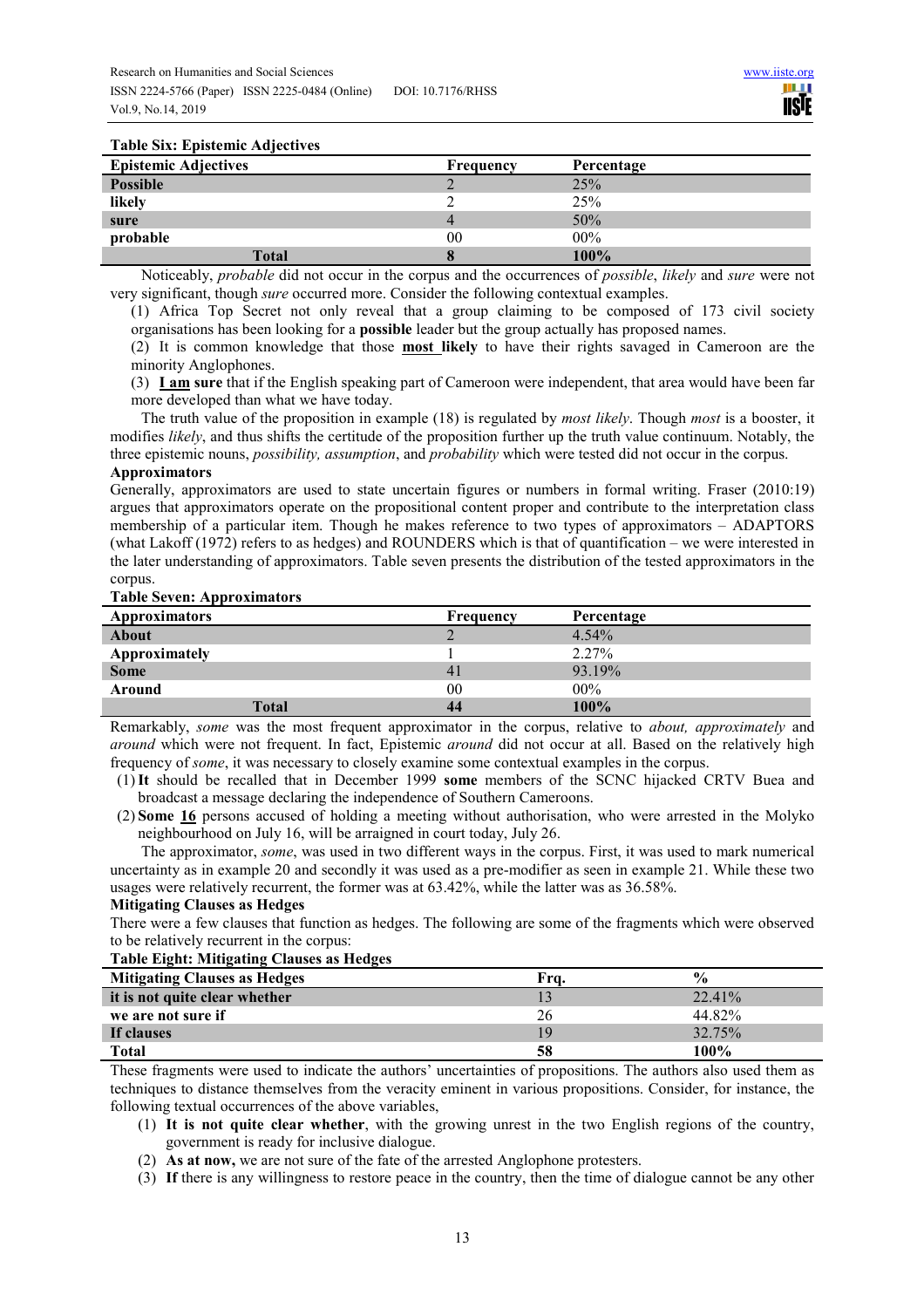**Table Six: Epistemic Adjectives**

| Epistemic Adjectives | Frequency | Percentage |
|---|---|---|
| **Possible** | 2 | 25% |
| **likely** | 2 | 25% |
| **sure** | 4 | 50% |
| **probable** | 00 | 00% |
| **Total** | **8** | **100%** |

Noticeably, *probable* did not occur in the corpus and the occurrences of *possible*, *likely* and *sure* were not very significant, though *sure* occurred more. Consider the following contextual examples.

(1) Africa Top Secret not only reveal that a group claiming to be composed of 173 civil society organisations has been looking for a **possible** leader but the group actually has proposed names.

(2) It is common knowledge that those **most likely** to have their rights savaged in Cameroon are the minority Anglophones.

(3) **I am sure** that if the English speaking part of Cameroon were independent, that area would have been far more developed than what we have today.

The truth value of the proposition in example (18) is regulated by *most likely*. Though *most* is a booster, it modifies *likely*, and thus shifts the certitude of the proposition further up the truth value continuum. Notably, the three epistemic nouns, *possibility, assumption*, and *probability* which were tested did not occur in the corpus.

**Approximators**

Generally, approximators are used to state uncertain figures or numbers in formal writing. Fraser (2010:19) argues that approximators operate on the propositional content proper and contribute to the interpretation class membership of a particular item. Though he makes reference to two types of approximators – ADAPTORS (what Lakoff (1972) refers to as hedges) and ROUNDERS which is that of quantification – we were interested in the later understanding of approximators. Table seven presents the distribution of the tested approximators in the corpus.

**Table Seven: Approximators**

| Approximators | Frequency | Percentage |
|---|---|---|
| **About** | 2 | 4.54% |
| **Approximately** | 1 | 2.27% |
| **Some** | 41 | 93.19% |
| **Around** | 00 | 00% |
| **Total** | **44** | **100%** |

Remarkably, *some* was the most frequent approximator in the corpus, relative to *about, approximately* and *around* which were not frequent. In fact, Epistemic *around* did not occur at all. Based on the relatively high frequency of *some*, it was necessary to closely examine some contextual examples in the corpus.

(1) **It** should be recalled that in December 1999 **some** members of the SCNC hijacked CRTV Buea and broadcast a message declaring the independence of Southern Cameroons.

(2) **Some 16** persons accused of holding a meeting without authorisation, who were arrested in the Molyko neighbourhood on July 16, will be arraigned in court today, July 26.

The approximator, *some*, was used in two different ways in the corpus. First, it was used to mark numerical uncertainty as in example 20 and secondly it was used as a pre-modifier as seen in example 21. While these two usages were relatively recurrent, the former was at 63.42%, while the latter was as 36.58%.

**Mitigating Clauses as Hedges**

There were a few clauses that function as hedges. The following are some of the fragments which were observed to be relatively recurrent in the corpus:

**Table Eight: Mitigating Clauses as Hedges**

| Mitigating Clauses as Hedges | Frq. | % |
|---|---|---|
| **it is not quite clear whether** | 13 | 22.41% |
| **we are not sure if** | 26 | 44.82% |
| **If clauses** | 19 | 32.75% |
| **Total** | **58** | **100%** |

These fragments were used to indicate the authors' uncertainties of propositions. The authors also used them as techniques to distance themselves from the veracity eminent in various propositions. Consider, for instance, the following textual occurrences of the above variables,

(1) **It is not quite clear whether**, with the growing unrest in the two English regions of the country, government is ready for inclusive dialogue.

(2) **As at now,** we are not sure of the fate of the arrested Anglophone protesters.

(3) **If** there is any willingness to restore peace in the country, then the time of dialogue cannot be any other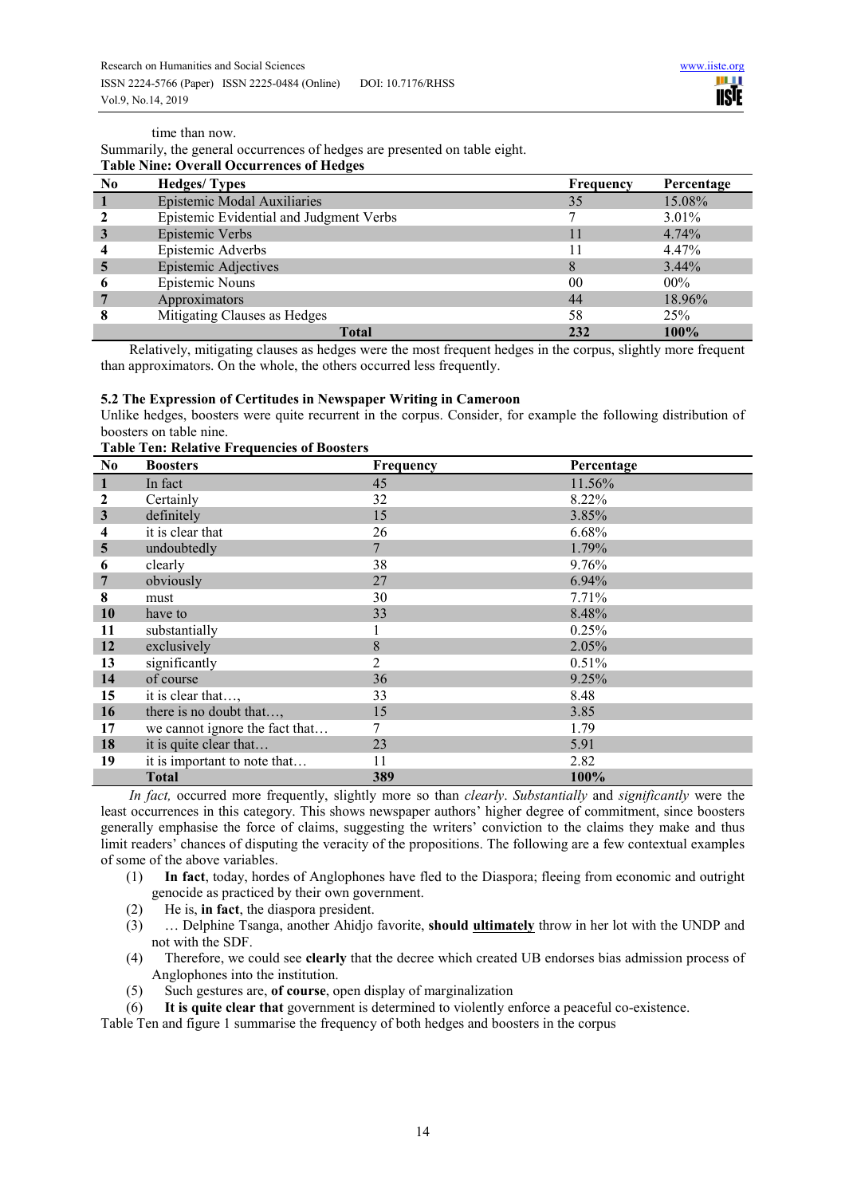time than now.

Summarily, the general occurrences of hedges are presented on table eight.

**Table Nine: Overall Occurrences of Hedges**

| No | Hedges/ Types | Frequency | Percentage |
|---|---|---|---|
| 1 | Epistemic Modal Auxiliaries | 35 | 15.08% |
| 2 | Epistemic Evidential and Judgment Verbs | 7 | 3.01% |
| 3 | Epistemic Verbs | 11 | 4.74% |
| 4 | Epistemic Adverbs | 11 | 4.47% |
| 5 | Epistemic Adjectives | 8 | 3.44% |
| 6 | Epistemic Nouns | 00 | 00% |
| 7 | Approximators | 44 | 18.96% |
| 8 | Mitigating Clauses as Hedges | 58 | 25% |
| | **Total** | **232** | **100%** |

Relatively, mitigating clauses as hedges were the most frequent hedges in the corpus, slightly more frequent than approximators. On the whole, the others occurred less frequently.

### 5.2 The Expression of Certitudes in Newspaper Writing in Cameroon

Unlike hedges, boosters were quite recurrent in the corpus. Consider, for example the following distribution of boosters on table nine.

**Table Ten: Relative Frequencies of Boosters**

| No | Boosters | Frequency | Percentage |
|---|---|---|---|
| 1 | In fact | 45 | 11.56% |
| 2 | Certainly | 32 | 8.22% |
| 3 | definitely | 15 | 3.85% |
| 4 | it is clear that | 26 | 6.68% |
| 5 | undoubtedly | 7 | 1.79% |
| 6 | clearly | 38 | 9.76% |
| 7 | obviously | 27 | 6.94% |
| 8 | must | 30 | 7.71% |
| 10 | have to | 33 | 8.48% |
| 11 | substantially | 1 | 0.25% |
| 12 | exclusively | 8 | 2.05% |
| 13 | significantly | 2 | 0.51% |
| 14 | of course | 36 | 9.25% |
| 15 | it is clear that…, | 33 | 8.48 |
| 16 | there is no doubt that…, | 15 | 3.85 |
| 17 | we cannot ignore the fact that… | 7 | 1.79 |
| 18 | it is quite clear that… | 23 | 5.91 |
| 19 | it is important to note that… | 11 | 2.82 |
| | **Total** | **389** | **100%** |

*In fact,* occurred more frequently, slightly more so than *clearly*. *Substantially* and *significantly* were the least occurrences in this category. This shows newspaper authors' higher degree of commitment, since boosters generally emphasise the force of claims, suggesting the writers' conviction to the claims they make and thus limit readers' chances of disputing the veracity of the propositions. The following are a few contextual examples of some of the above variables.

(1) **In fact**, today, hordes of Anglophones have fled to the Diaspora; fleeing from economic and outright genocide as practiced by their own government.

(2) He is, **in fact**, the diaspora president.

(3) … Delphine Tsanga, another Ahidjo favorite, **should <u>ultimately</u>** throw in her lot with the UNDP and not with the SDF.

(4) Therefore, we could see **clearly** that the decree which created UB endorses bias admission process of Anglophones into the institution.

(5) Such gestures are, **of course**, open display of marginalization

(6) **It is quite clear that** government is determined to violently enforce a peaceful co-existence.

Table Ten and figure 1 summarise the frequency of both hedges and boosters in the corpus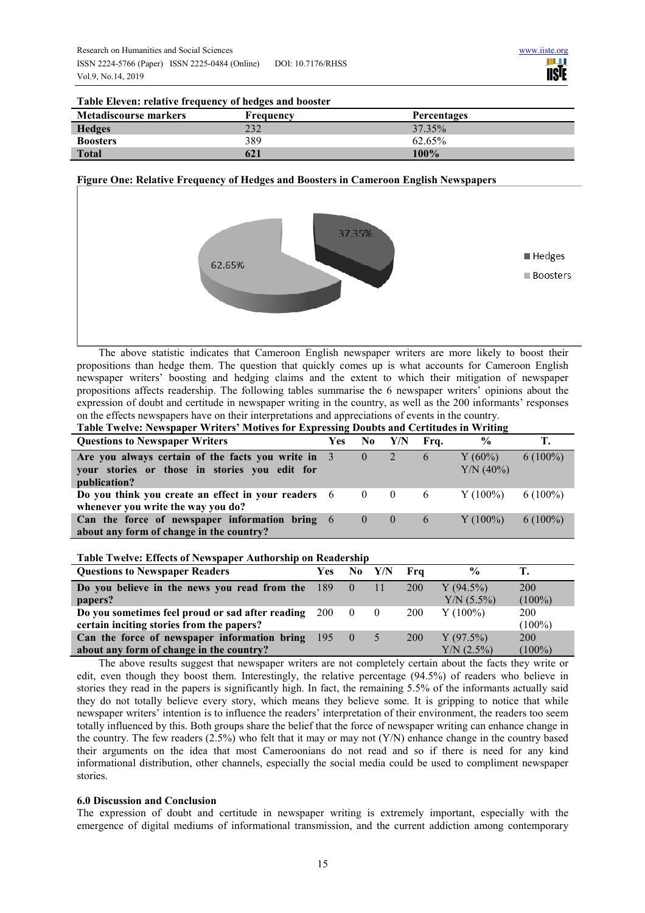**Table Eleven: relative frequency of hedges and booster**

| Metadiscourse markers | Frequency | Percentages |
| --- | --- | --- |
| **Hedges** | 232 | 37.35% |
| **Boosters** | 389 | 62.65% |
| **Total** | **621** | **100%** |

**Figure One: Relative Frequency of Hedges and Boosters in Cameroon English Newspapers**

The above statistic indicates that Cameroon English newspaper writers are more likely to boost their propositions than hedge them. The question that quickly comes up is what accounts for Cameroon English newspaper writers' boosting and hedging claims and the extent to which their mitigation of newspaper propositions affects readership. The following tables summarise the 6 newspaper writers' opinions about the expression of doubt and certitude in newspaper writing in the country, as well as the 200 informants' responses on the effects newspapers have on their interpretations and appreciations of events in the country.

**Table Twelve: Newspaper Writers' Motives for Expressing Doubts and Certitudes in Writing**

| Questions to Newspaper Writers | Yes | No | Y/N | Frq. | % | T. |
| --- | --- | --- | --- | --- | --- | --- |
| **Are you always certain of the facts you write in your stories or those in stories you edit for publication?** | 3 | 0 | 2 | 6 | Y (60%) Y/N (40%) | 6 (100%) |
| **Do you think you create an effect in your readers whenever you write the way you do?** | 6 | 0 | 0 | 6 | Y (100%) | 6 (100%) |
| **Can the force of newspaper information bring about any form of change in the country?** | 6 | 0 | 0 | 6 | Y (100%) | 6 (100%) |

**Table Twelve: Effects of Newspaper Authorship on Readership**

| Questions to Newspaper Readers | Yes | No | Y/N | Frq | % | T. |
| --- | --- | --- | --- | --- | --- | --- |
| **Do you believe in the news you read from the papers?** | 189 | 0 | 11 | 200 | Y (94.5%) Y/N (5.5%) | 200 (100%) |
| **Do you sometimes feel proud or sad after reading certain inciting stories from the papers?** | 200 | 0 | 0 | 200 | Y (100%) | 200 (100%) |
| **Can the force of newspaper information bring about any form of change in the country?** | 195 | 0 | 5 | 200 | Y (97.5%) Y/N (2.5%) | 200 (100%) |

The above results suggest that newspaper writers are not completely certain about the facts they write or edit, even though they boost them. Interestingly, the relative percentage (94.5%) of readers who believe in stories they read in the papers is significantly high. In fact, the remaining 5.5% of the informants actually said they do not totally believe every story, which means they believe some. It is gripping to notice that while newspaper writers' intention is to influence the readers' interpretation of their environment, the readers too seem totally influenced by this. Both groups share the belief that the force of newspaper writing can enhance change in the country. The few readers (2.5%) who felt that it may or may not (Y/N) enhance change in the country based their arguments on the idea that most Cameroonians do not read and so if there is need for any kind informational distribution, other channels, especially the social media could be used to compliment newspaper stories.

## 6.0 Discussion and Conclusion

The expression of doubt and certitude in newspaper writing is extremely important, especially with the emergence of digital mediums of informational transmission, and the current addiction among contemporary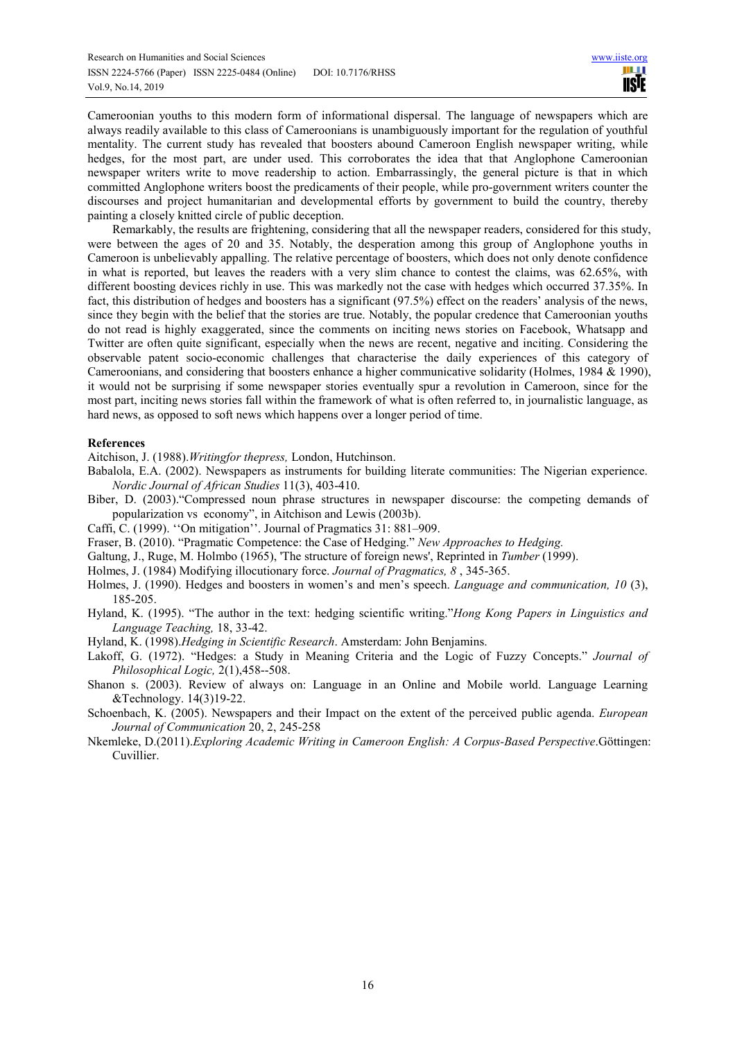Cameroonian youths to this modern form of informational dispersal. The language of newspapers which are always readily available to this class of Cameroonians is unambiguously important for the regulation of youthful mentality. The current study has revealed that boosters abound Cameroon English newspaper writing, while hedges, for the most part, are under used. This corroborates the idea that that Anglophone Cameroonian newspaper writers write to move readership to action. Embarrassingly, the general picture is that in which committed Anglophone writers boost the predicaments of their people, while pro-government writers counter the discourses and project humanitarian and developmental efforts by government to build the country, thereby painting a closely knitted circle of public deception.

Remarkably, the results are frightening, considering that all the newspaper readers, considered for this study, were between the ages of 20 and 35. Notably, the desperation among this group of Anglophone youths in Cameroon is unbelievably appalling. The relative percentage of boosters, which does not only denote confidence in what is reported, but leaves the readers with a very slim chance to contest the claims, was 62.65%, with different boosting devices richly in use. This was markedly not the case with hedges which occurred 37.35%. In fact, this distribution of hedges and boosters has a significant (97.5%) effect on the readers' analysis of the news, since they begin with the belief that the stories are true. Notably, the popular credence that Cameroonian youths do not read is highly exaggerated, since the comments on inciting news stories on Facebook, Whatsapp and Twitter are often quite significant, especially when the news are recent, negative and inciting. Considering the observable patent socio-economic challenges that characterise the daily experiences of this category of Cameroonians, and considering that boosters enhance a higher communicative solidarity (Holmes, 1984 & 1990), it would not be surprising if some newspaper stories eventually spur a revolution in Cameroon, since for the most part, inciting news stories fall within the framework of what is often referred to, in journalistic language, as hard news, as opposed to soft news which happens over a longer period of time.

## References

Aitchison, J. (1988).*Writingfor thepress,* London, Hutchinson.

Babalola, E.A. (2002). Newspapers as instruments for building literate communities: The Nigerian experience. *Nordic Journal of African Studies* 11(3), 403-410.

Biber, D. (2003)."Compressed noun phrase structures in newspaper discourse: the competing demands of popularization vs economy", in Aitchison and Lewis (2003b).

Caffi, C. (1999). ''On mitigation''. Journal of Pragmatics 31: 881–909.

Fraser, B. (2010). "Pragmatic Competence: the Case of Hedging." *New Approaches to Hedging.*

Galtung, J., Ruge, M. Holmbo (1965), 'The structure of foreign news', Reprinted in *Tumber* (1999).

Holmes, J. (1984) Modifying illocutionary force. *Journal of Pragmatics, 8* , 345-365.

Holmes, J. (1990). Hedges and boosters in women's and men's speech. *Language and communication, 10* (3), 185-205.

Hyland, K. (1995). "The author in the text: hedging scientific writing."*Hong Kong Papers in Linguistics and Language Teaching,* 18, 33-42.

Hyland, K. (1998).*Hedging in Scientific Research*. Amsterdam: John Benjamins.

Lakoff, G. (1972). "Hedges: a Study in Meaning Criteria and the Logic of Fuzzy Concepts." *Journal of Philosophical Logic,* 2(1),458--508.

Shanon s. (2003). Review of always on: Language in an Online and Mobile world. Language Learning &Technology. 14(3)19-22.

Schoenbach, K. (2005). Newspapers and their Impact on the extent of the perceived public agenda. *European Journal of Communication* 20, 2, 245-258

Nkemleke, D.(2011).*Exploring Academic Writing in Cameroon English: A Corpus-Based Perspective*.Göttingen: Cuvillier.